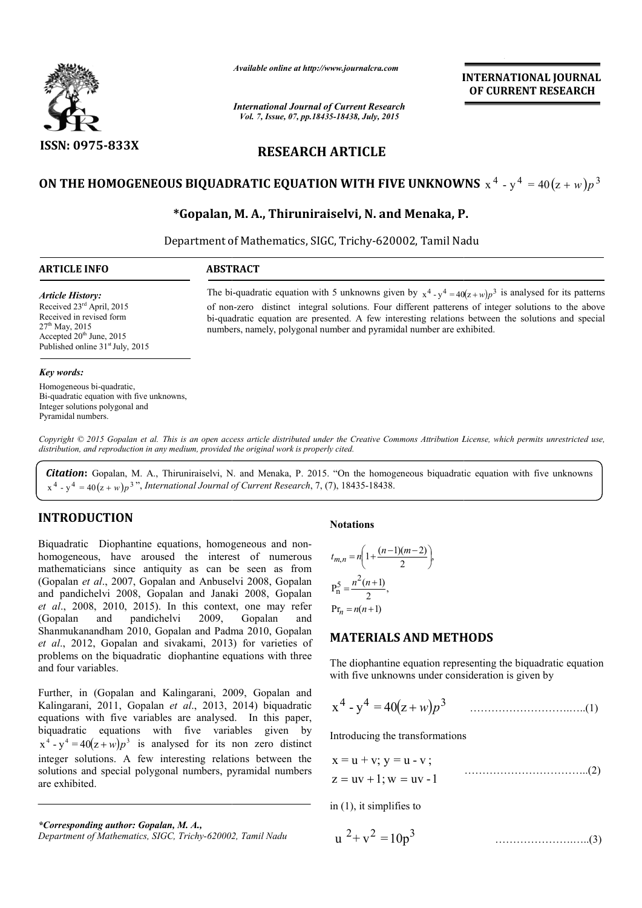ISSN: 0975-833X

*Available online at http://www.journalcra.com*

*International Journal of Current Research*
*Vol. 7, Issue, 07, pp.18435-18438, July, 2015*

**INTERNATIONAL JOURNAL OF CURRENT RESEARCH**

## RESEARCH ARTICLE

# ON THE HOMOGENEOUS BIQUADRATIC EQUATION WITH FIVE UNKNOWNS $x^4 - y^4 = 40(z+w)p^3$

**\*Gopalan, M. A., Thiruniraiselvi, N. and Menaka, P.**

Department of Mathematics, SIGC, Trichy-620002, Tamil Nadu

### ARTICLE INFO

*Article History:*
Received 23rd April, 2015
Received in revised form 27th May, 2015
Accepted 20th June, 2015
Published online 31st July, 2015

*Key words:*
Homogeneous bi-quadratic, Bi-quadratic equation with five unknowns, Integer solutions polygonal and Pyramidal numbers.

### ABSTRACT

The bi-quadratic equation with 5 unknowns given by $x^4 - y^4 = 40(z+w)p^3$ is analysed for its patterns of non-zero distinct integral solutions. Four different patterens of integer solutions to the above bi-quadratic equation are presented. A few interesting relations between the solutions and special numbers, namely, polygonal number and pyramidal number are exhibited.

*Copyright © 2015 Gopalan et al. This is an open access article distributed under the Creative Commons Attribution License, which permits unrestricted use, distribution, and reproduction in any medium, provided the original work is properly cited.*

***Citation*:** Gopalan, M. A., Thiruniraiselvi, N. and Menaka, P. 2015. "On the homogeneous biquadratic equation with five unknowns $x^4 - y^4 = 40(z+w)p^3$", *International Journal of Current Research*, 7, (7), 18435-18438.

## INTRODUCTION

Biquadratic Diophantine equations, homogeneous and non-homogeneous, have aroused the interest of numerous mathematicians since antiquity as can be seen as from (Gopalan *et al*., 2007, Gopalan and Anbuselvi 2008, Gopalan and pandichelvi 2008, Gopalan and Janaki 2008, Gopalan *et al*., 2008, 2010, 2015). In this context, one may refer (Gopalan and pandichelvi 2009, Gopalan and Shanmukanandham 2010, Gopalan and Padma 2010, Gopalan *et al*., 2012, Gopalan and sivakami, 2013) for varieties of problems on the biquadratic diophantine equations with three and four variables.

Further, in (Gopalan and Kalingarani, 2009, Gopalan and Kalingarani, 2011, Gopalan *et al*., 2013, 2014) biquadratic equations with five variables are analysed. In this paper, biquadratic equations with five variables given by $x^4 - y^4 = 40(z+w)p^3$ is analysed for its non zero distinct integer solutions. A few interesting relations between the solutions and special polygonal numbers, pyramidal numbers are exhibited.

**Notations**

$$t_{m,n} = n\left(1 + \frac{(n-1)(m-2)}{2}\right),$$

$$P_n^5 = \frac{n^2(n+1)}{2},$$

$$Pr_n = n(n+1)$$

## MATERIALS AND METHODS

The diophantine equation representing the biquadratic equation with five unknowns under consideration is given by

$$x^4 - y^4 = 40(z+w)p^3 \qquad \text{.....(1)}$$

Introducing the transformations

$$x = u + v;\ y = u - v;\quad z = uv + 1;\ w = uv - 1 \qquad \text{.....(2)}$$

in (1), it simplifies to

$$u^2 + v^2 = 10p^3 \qquad \text{.....(3)}$$

*\*Corresponding author: Gopalan, M. A.,*
*Department of Mathematics, SIGC, Trichy-620002, Tamil Nadu*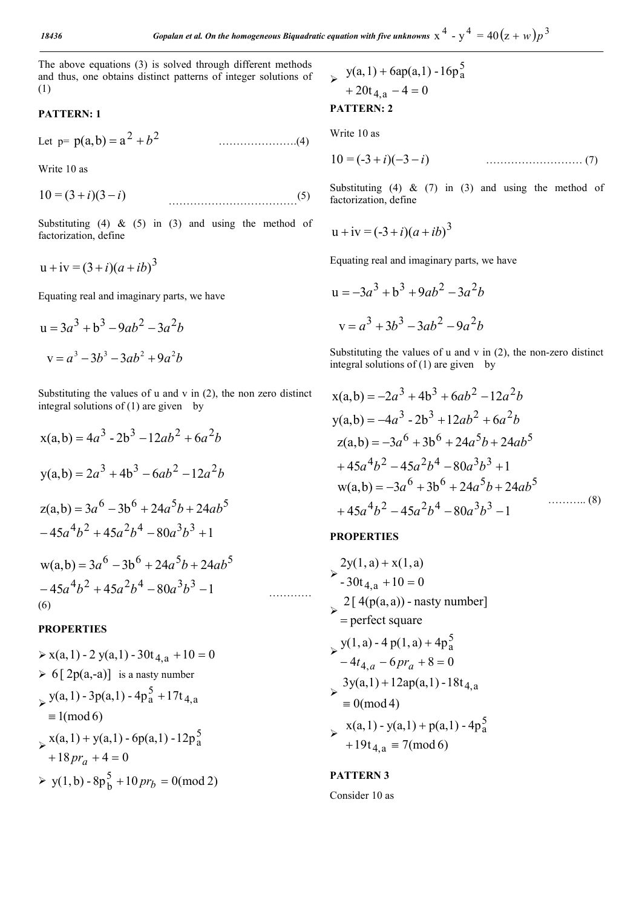The above equations (3) is solved through different methods and thus, one obtains distinct patterns of integer solutions of (1)

**PATTERN: 1**

Let p= $p(a,b) = a^2 + b^2$ ………………….(4)

Write 10 as

$$10 = (3+i)(3-i) \quad \text{……………………………(5)}$$

Substituting (4) & (5) in (3) and using the method of factorization, define

$$u + iv = (3+i)(a+ib)^3$$

Equating real and imaginary parts, we have

$$u = 3a^3 + b^3 - 9ab^2 - 3a^2b$$

$$v = a^3 - 3b^3 - 3ab^2 + 9a^2b$$

Substituting the values of u and v in (2), the non zero distinct integral solutions of (1) are given by

$$x(a,b) = 4a^3 - 2b^3 - 12ab^2 + 6a^2b$$

$$y(a,b) = 2a^3 + 4b^3 - 6ab^2 - 12a^2b$$

$$z(a,b) = 3a^6 - 3b^6 + 24a^5b + 24ab^5 - 45a^4b^2 + 45a^2b^4 - 80a^3b^3 + 1$$

$$w(a,b) = 3a^6 - 3b^6 + 24a^5b + 24ab^5 - 45a^4b^2 + 45a^2b^4 - 80a^3b^3 - 1 \quad \text{………(6)}$$

**PROPERTIES**

- $x(a,1) - 2\,y(a,1) - 30t_{4,a} + 10 = 0$
- $6\,[\,2p(a,-a)]$ is a nasty number
- $y(a,1) - 3p(a,1) - 4p_a^5 + 17t_{4,a} \equiv 1 \pmod 6$
- $x(a,1) + y(a,1) - 6p(a,1) - 12p_a^5 + 18pr_a + 4 = 0$
- $y(1,b) - 8p_b^5 + 10pr_b = 0 \pmod 2$
- $y(a,1) + 6ap(a,1) - 16p_a^5 + 20t_{4,a} - 4 = 0$

**PATTERN: 2**

Write 10 as

$$10 = (-3+i)(-3-i) \quad \text{……………………… (7)}$$

Substituting (4) & (7) in (3) and using the method of factorization, define

$$u + iv = (-3+i)(a+ib)^3$$

Equating real and imaginary parts, we have

$$u = -3a^3 + b^3 + 9ab^2 - 3a^2b$$

$$v = a^3 + 3b^3 - 3ab^2 - 9a^2b$$

Substituting the values of u and v in (2), the non-zero distinct integral solutions of (1) are given by

$$x(a,b) = -2a^3 + 4b^3 + 6ab^2 - 12a^2b$$

$$y(a,b) = -4a^3 - 2b^3 + 12ab^2 + 6a^2b$$

$$z(a,b) = -3a^6 + 3b^6 + 24a^5b + 24ab^5 + 45a^4b^2 - 45a^2b^4 - 80a^3b^3 + 1$$

$$w(a,b) = -3a^6 + 3b^6 + 24a^5b + 24ab^5 + 45a^4b^2 - 45a^2b^4 - 80a^3b^3 - 1 \quad \text{……….. (8)}$$

**PROPERTIES**

- $2y(1,a) + x(1,a) - 30t_{4,a} + 10 = 0$
- $2\,[\,4(p(a,a))$ - nasty number$]$ = perfect square
- $y(1,a) - 4\,p(1,a) + 4p_a^5 - 4t_{4,a} - 6pr_a + 8 = 0$
- $3y(a,1) + 12ap(a,1) - 18t_{4,a} \equiv 0 \pmod 4$
- $x(a,1) - y(a,1) + p(a,1) - 4p_a^5 + 19t_{4,a} \equiv 7 \pmod 6$

**PATTERN 3**

Consider 10 as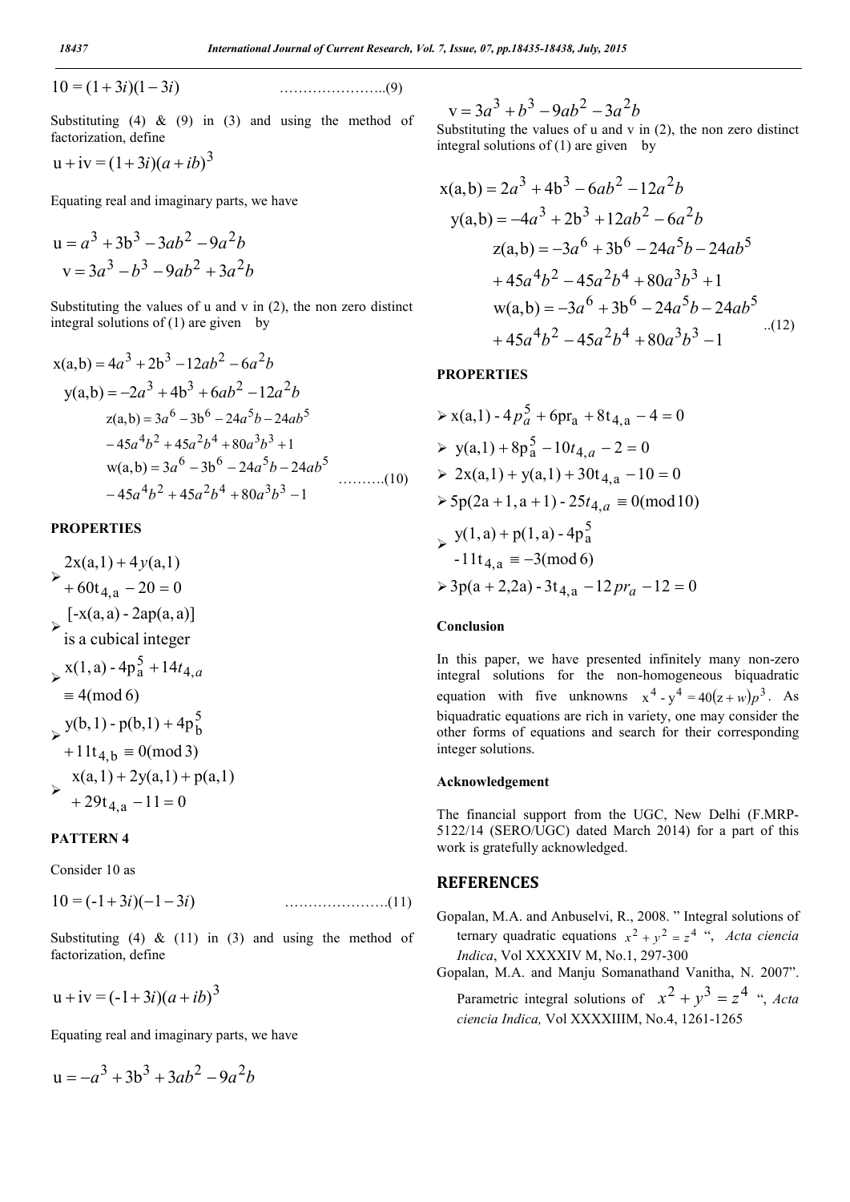$$10 = (1+3i)(1-3i) \qquad \text{..........................(9)}$$

Substituting (4) & (9) in (3) and using the method of factorization, define

$$u + iv = (1+3i)(a+ib)^3$$

Equating real and imaginary parts, we have

$$u = a^3 + 3b^3 - 3ab^2 - 9a^2b$$
$$v = 3a^3 - b^3 - 9ab^2 + 3a^2b$$

Substituting the values of u and v in (2), the non zero distinct integral solutions of (1) are given by

$$\begin{aligned}
x(a,b) &= 4a^3 + 2b^3 - 12ab^2 - 6a^2b \\
y(a,b) &= -2a^3 + 4b^3 + 6ab^2 - 12a^2b \\
z(a,b) &= 3a^6 - 3b^6 - 24a^5b - 24ab^5 \\
&\quad - 45a^4b^2 + 45a^2b^4 + 80a^3b^3 + 1 \\
w(a,b) &= 3a^6 - 3b^6 - 24a^5b - 24ab^5 \\
&\quad - 45a^4b^2 + 45a^2b^4 + 80a^3b^3 - 1
\end{aligned} \qquad \text{..........(10)}$$

**PROPERTIES**

- $2x(a,1) + 4y(a,1) + 60t_{4,a} - 20 = 0$
- $[-x(a,a) - 2ap(a,a)]$ is a cubical integer
- $x(1,a) - 4p_a^5 + 14t_{4,a} \equiv 4 \pmod 6$
- $y(b,1) - p(b,1) + 4p_b^5 + 11t_{4,b} \equiv 0 \pmod 3$
- $x(a,1) + 2y(a,1) + p(a,1) + 29t_{4,a} - 11 = 0$

**PATTERN 4**

Consider 10 as

$$10 = (-1+3i)(-1-3i) \qquad \text{........................(11)}$$

Substituting (4) & (11) in (3) and using the method of factorization, define

$$u + iv = (-1+3i)(a+ib)^3$$

Equating real and imaginary parts, we have

$$u = -a^3 + 3b^3 + 3ab^2 - 9a^2b$$
$$v = 3a^3 + b^3 - 9ab^2 - 3a^2b$$

Substituting the values of u and v in (2), the non zero distinct integral solutions of (1) are given by

$$\begin{aligned}
x(a,b) &= 2a^3 + 4b^3 - 6ab^2 - 12a^2b \\
y(a,b) &= -4a^3 + 2b^3 + 12ab^2 - 6a^2b \\
z(a,b) &= -3a^6 + 3b^6 - 24a^5b - 24ab^5 \\
&\quad + 45a^4b^2 - 45a^2b^4 + 80a^3b^3 + 1 \\
w(a,b) &= -3a^6 + 3b^6 - 24a^5b - 24ab^5 \\
&\quad + 45a^4b^2 - 45a^2b^4 + 80a^3b^3 - 1
\end{aligned} \qquad \text{..(12)}$$

**PROPERTIES**

- $x(a,1) - 4p_a^5 + 6pr_a + 8t_{4,a} - 4 = 0$
- $y(a,1) + 8p_a^5 - 10t_{4,a} - 2 = 0$
- $2x(a,1) + y(a,1) + 30t_{4,a} - 10 = 0$
- $5p(2a+1, a+1) - 25t_{4,a} \equiv 0 \pmod{10}$
- $y(1,a) + p(1,a) - 4p_a^5 - 11t_{4,a} \equiv -3 \pmod 6$
- $3p(a+2, 2a) - 3t_{4,a} - 12pr_a - 12 = 0$

**Conclusion**

In this paper, we have presented infinitely many non-zero integral solutions for the non-homogeneous biquadratic equation with five unknowns $x^4 - y^4 = 40(z+w)p^3$. As biquadratic equations are rich in variety, one may consider the other forms of equations and search for their corresponding integer solutions.

**Acknowledgement**

The financial support from the UGC, New Delhi (F.MRP-5122/14 (SERO/UGC) dated March 2014) for a part of this work is gratefully acknowledged.

## REFERENCES

Gopalan, M.A. and Anbuselvi, R., 2008. " Integral solutions of ternary quadratic equations $x^2 + y^2 = z^4$ ", *Acta ciencia Indica*, Vol XXXXIV M, No.1, 297-300

Gopalan, M.A. and Manju Somanathand Vanitha, N. 2007". Parametric integral solutions of $x^2 + y^3 = z^4$ ", *Acta ciencia Indica,* Vol XXXXIIIM, No.4, 1261-1265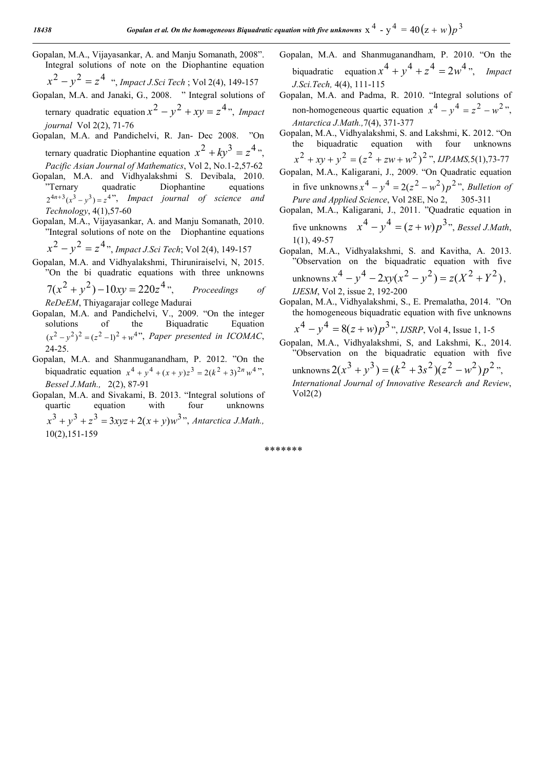Gopalan, M.A., Vijayasankar, A. and Manju Somanath, 2008". Integral solutions of note on the Diophantine equation $x^2 - y^2 = z^4$ ", *Impact J.Sci Tech* ; Vol 2(4), 149-157

Gopalan, M.A. and Janaki, G., 2008. " Integral solutions of ternary quadratic equation $x^2 - y^2 + xy = z^4$", *Impact journal* Vol 2(2), 71-76

Gopalan, M.A. and Pandichelvi, R. Jan- Dec 2008. "On ternary quadratic Diophantine equation $x^2 + ky^3 = z^4$", *Pacific Asian Journal of Mathematics*, Vol 2, No.1-2,57-62

Gopalan, M.A. and Vidhyalakshmi S. Devibala, 2010. "Ternary quadratic Diophantine equations $2^{4n+3}(x^3 - y^3) = z^4$", *Impact journal of science and Technology*, 4(1),57-60

Gopalan, M.A., Vijayasankar, A. and Manju Somanath, 2010. "Integral solutions of note on the Diophantine equations $x^2 - y^2 = z^4$", *Impact J.Sci Tech*; Vol 2(4), 149-157

Gopalan, M.A. and Vidhyalakshmi, Thiruniraiselvi, N, 2015. "On the bi quadratic equations with three unknowns $7(x^2 + y^2) - 10xy = 220z^4$", *Proceedings of ReDeEM*, Thiyagarajar college Madurai

Gopalan, M.A. and Pandichelvi, V., 2009. "On the integer solutions of the Biquadratic Equation $(x^2 - y^2)^2 = (z^2 - 1)^2 + w^4$", *Paper presented in ICOMAC*, 24-25.

Gopalan, M.A. and Shanmuganandham, P. 2012. "On the biquadratic equation $x^4 + y^4 + (x + y)z^3 = 2(k^2 + 3)^{2n} w^4$", *Bessel J.Math.,* 2(2), 87-91

Gopalan, M.A. and Sivakami, B. 2013. "Integral solutions of quartic equation with four unknowns $x^3 + y^3 + z^3 = 3xyz + 2(x + y)w^3$", *Antarctica J.Math.,* 10(2),151-159

Gopalan, M.A. and Shanmuganandham, P. 2010. "On the biquadratic equation $x^4 + y^4 + z^4 = 2w^4$", *Impact J.Sci.Tech,* 4(4), 111-115

Gopalan, M.A. and Padma, R. 2010. "Integral solutions of non-homogeneous quartic equation $x^4 - y^4 = z^2 - w^2$", *Antarctica J.Math.,*7(4), 371-377

Gopalan, M.A., Vidhyalakshmi, S. and Lakshmi, K. 2012. "On the biquadratic equation with four unknowns $x^2 + xy + y^2 = (z^2 + zw + w^2)^2$", *IJPAMS,*5(1),73-77

Gopalan, M.A., Kaligarani, J., 2009. "On Quadratic equation in five unknowns $x^4 - y^4 = 2(z^2 - w^2)p^2$", *Bulletion of Pure and Applied Science*, Vol 28E, No 2, 305-311

Gopalan, M.A., Kaligarani, J., 2011. "Quadratic equation in five unknowns $x^4 - y^4 = (z + w)p^3$", *Bessel J.Math*, 1(1), 49-57

Gopalan, M.A., Vidhyalakshmi, S. and Kavitha, A. 2013. "Observation on the biquadratic equation with five unknowns $x^4 - y^4 - 2xy(x^2 - y^2) = z(X^2 + Y^2)$, *IJESM*, Vol 2, issue 2, 192-200

Gopalan, M.A., Vidhyalakshmi, S., E. Premalatha, 2014. "On the homogeneous biquadratic equation with five unknowns $x^4 - y^4 = 8(z + w)p^3$", *IJSRP*, Vol 4, Issue 1, 1-5

Gopalan, M.A., Vidhyalakshmi, S, and Lakshmi, K., 2014. "Observation on the biquadratic equation with five unknowns $2(x^3 + y^3) = (k^2 + 3s^2)(z^2 - w^2)p^2$", *International Journal of Innovative Research and Review*, Vol2(2)

\*\*\*\*\*\*\*